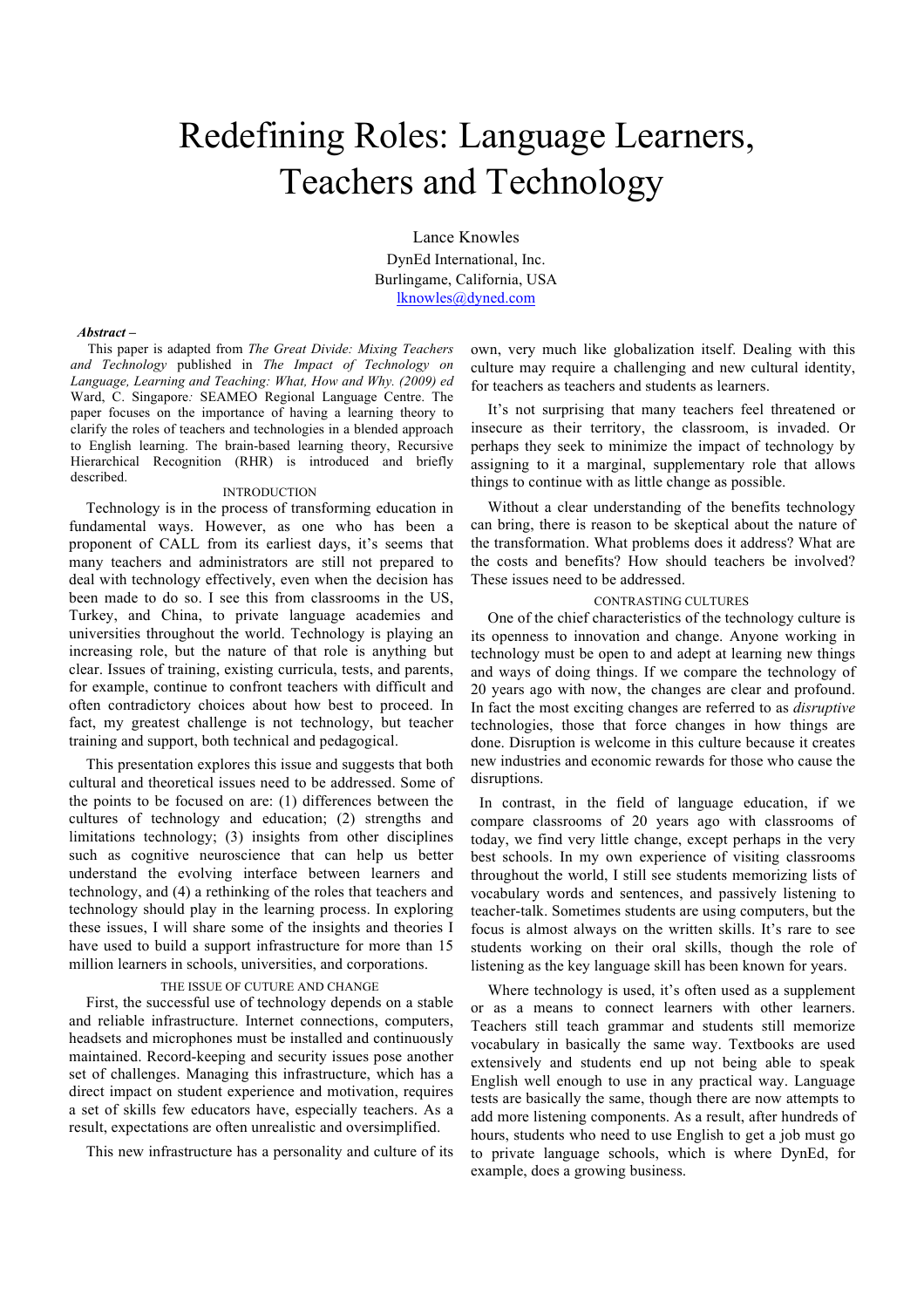# Redefining Roles: Language Learners, Teachers and Technology

Lance Knowles
DynEd International, Inc.
Burlingame, California, USA
lknowles@dyned.com

***Abstract –***

This paper is adapted from *The Great Divide: Mixing Teachers and Technology* published in *The Impact of Technology on Language, Learning and Teaching: What, How and Why. (2009) ed* Ward, C. Singapore*:* SEAMEO Regional Language Centre. The paper focuses on the importance of having a learning theory to clarify the roles of teachers and technologies in a blended approach to English learning. The brain-based learning theory, Recursive Hierarchical Recognition (RHR) is introduced and briefly described.

## INTRODUCTION

Technology is in the process of transforming education in fundamental ways. However, as one who has been a proponent of CALL from its earliest days, it's seems that many teachers and administrators are still not prepared to deal with technology effectively, even when the decision has been made to do so. I see this from classrooms in the US, Turkey, and China, to private language academies and universities throughout the world. Technology is playing an increasing role, but the nature of that role is anything but clear. Issues of training, existing curricula, tests, and parents, for example, continue to confront teachers with difficult and often contradictory choices about how best to proceed. In fact, my greatest challenge is not technology, but teacher training and support, both technical and pedagogical.

This presentation explores this issue and suggests that both cultural and theoretical issues need to be addressed. Some of the points to be focused on are: (1) differences between the cultures of technology and education; (2) strengths and limitations technology; (3) insights from other disciplines such as cognitive neuroscience that can help us better understand the evolving interface between learners and technology, and (4) a rethinking of the roles that teachers and technology should play in the learning process. In exploring these issues, I will share some of the insights and theories I have used to build a support infrastructure for more than 15 million learners in schools, universities, and corporations.

## THE ISSUE OF CUTURE AND CHANGE

First, the successful use of technology depends on a stable and reliable infrastructure. Internet connections, computers, headsets and microphones must be installed and continuously maintained. Record-keeping and security issues pose another set of challenges. Managing this infrastructure, which has a direct impact on student experience and motivation, requires a set of skills few educators have, especially teachers. As a result, expectations are often unrealistic and oversimplified.

This new infrastructure has a personality and culture of its own, very much like globalization itself. Dealing with this culture may require a challenging and new cultural identity, for teachers as teachers and students as learners.

It's not surprising that many teachers feel threatened or insecure as their territory, the classroom, is invaded. Or perhaps they seek to minimize the impact of technology by assigning to it a marginal, supplementary role that allows things to continue with as little change as possible.

Without a clear understanding of the benefits technology can bring, there is reason to be skeptical about the nature of the transformation. What problems does it address? What are the costs and benefits? How should teachers be involved? These issues need to be addressed.

## CONTRASTING CULTURES

One of the chief characteristics of the technology culture is its openness to innovation and change. Anyone working in technology must be open to and adept at learning new things and ways of doing things. If we compare the technology of 20 years ago with now, the changes are clear and profound. In fact the most exciting changes are referred to as *disruptive* technologies, those that force changes in how things are done. Disruption is welcome in this culture because it creates new industries and economic rewards for those who cause the disruptions.

In contrast, in the field of language education, if we compare classrooms of 20 years ago with classrooms of today, we find very little change, except perhaps in the very best schools. In my own experience of visiting classrooms throughout the world, I still see students memorizing lists of vocabulary words and sentences, and passively listening to teacher-talk. Sometimes students are using computers, but the focus is almost always on the written skills. It's rare to see students working on their oral skills, though the role of listening as the key language skill has been known for years.

Where technology is used, it's often used as a supplement or as a means to connect learners with other learners. Teachers still teach grammar and students still memorize vocabulary in basically the same way. Textbooks are used extensively and students end up not being able to speak English well enough to use in any practical way. Language tests are basically the same, though there are now attempts to add more listening components. As a result, after hundreds of hours, students who need to use English to get a job must go to private language schools, which is where DynEd, for example, does a growing business.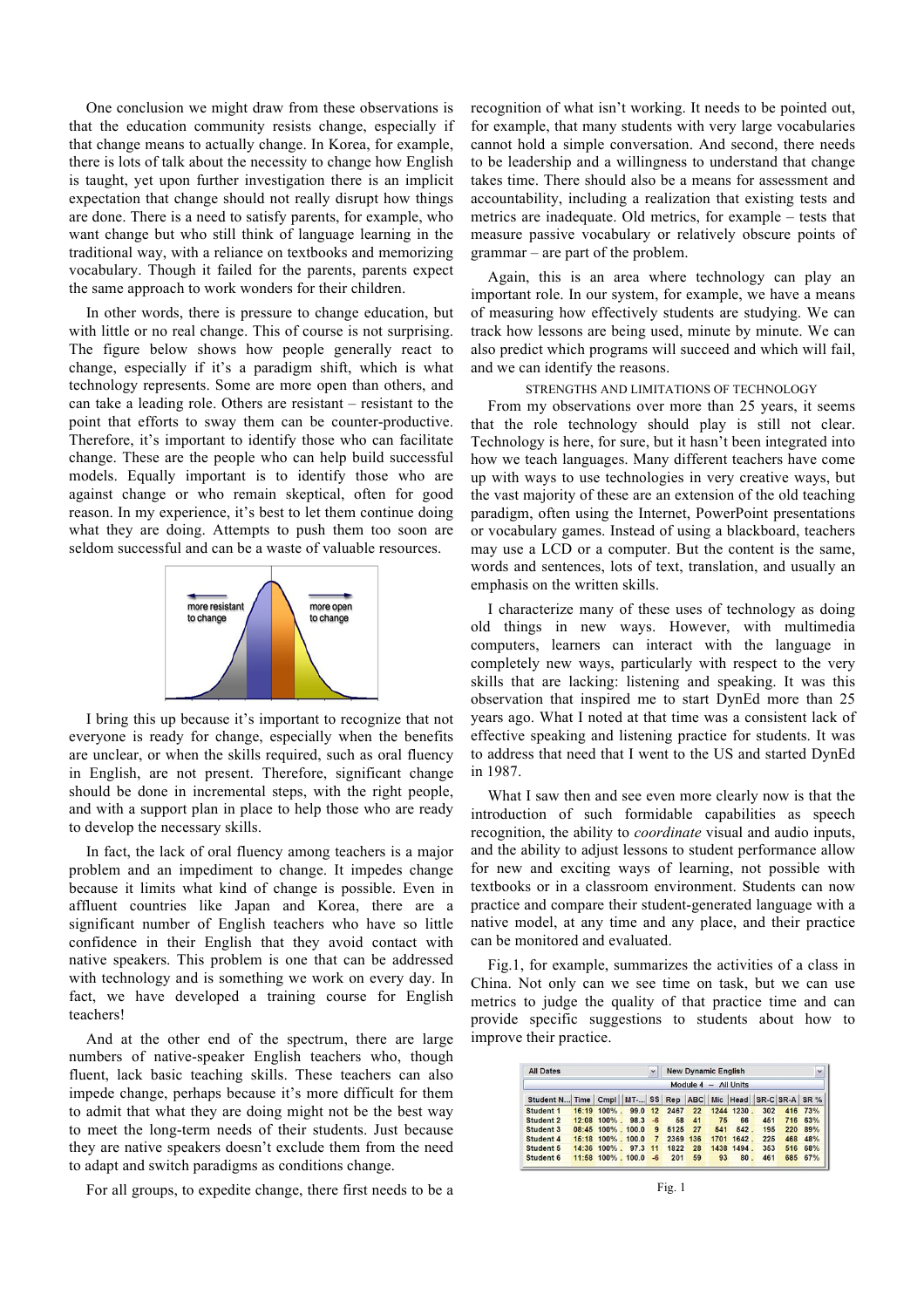One conclusion we might draw from these observations is that the education community resists change, especially if that change means to actually change. In Korea, for example, there is lots of talk about the necessity to change how English is taught, yet upon further investigation there is an implicit expectation that change should not really disrupt how things are done. There is a need to satisfy parents, for example, who want change but who still think of language learning in the traditional way, with a reliance on textbooks and memorizing vocabulary. Though it failed for the parents, parents expect the same approach to work wonders for their children.

In other words, there is pressure to change education, but with little or no real change. This of course is not surprising. The figure below shows how people generally react to change, especially if it's a paradigm shift, which is what technology represents. Some are more open than others, and can take a leading role. Others are resistant – resistant to the point that efforts to sway them can be counter-productive. Therefore, it's important to identify those who can facilitate change. These are the people who can help build successful models. Equally important is to identify those who are against change or who remain skeptical, often for good reason. In my experience, it's best to let them continue doing what they are doing. Attempts to push them too soon are seldom successful and can be a waste of valuable resources.

I bring this up because it's important to recognize that not everyone is ready for change, especially when the benefits are unclear, or when the skills required, such as oral fluency in English, are not present. Therefore, significant change should be done in incremental steps, with the right people, and with a support plan in place to help those who are ready to develop the necessary skills.

In fact, the lack of oral fluency among teachers is a major problem and an impediment to change. It impedes change because it limits what kind of change is possible. Even in affluent countries like Japan and Korea, there are a significant number of English teachers who have so little confidence in their English that they avoid contact with native speakers. This problem is one that can be addressed with technology and is something we work on every day. In fact, we have developed a training course for English teachers!

And at the other end of the spectrum, there are large numbers of native-speaker English teachers who, though fluent, lack basic teaching skills. These teachers can also impede change, perhaps because it's more difficult for them to admit that what they are doing might not be the best way to meet the long-term needs of their students. Just because they are native speakers doesn't exclude them from the need to adapt and switch paradigms as conditions change.

For all groups, to expedite change, there first needs to be a recognition of what isn't working. It needs to be pointed out, for example, that many students with very large vocabularies cannot hold a simple conversation. And second, there needs to be leadership and a willingness to understand that change takes time. There should also be a means for assessment and accountability, including a realization that existing tests and metrics are inadequate. Old metrics, for example – tests that measure passive vocabulary or relatively obscure points of grammar – are part of the problem.

Again, this is an area where technology can play an important role. In our system, for example, we have a means of measuring how effectively students are studying. We can track how lessons are being used, minute by minute. We can also predict which programs will succeed and which will fail, and we can identify the reasons.

## STRENGTHS AND LIMITATIONS OF TECHNOLOGY

From my observations over more than 25 years, it seems that the role technology should play is still not clear. Technology is here, for sure, but it hasn't been integrated into how we teach languages. Many different teachers have come up with ways to use technologies in very creative ways, but the vast majority of these are an extension of the old teaching paradigm, often using the Internet, PowerPoint presentations or vocabulary games. Instead of using a blackboard, teachers may use a LCD or a computer. But the content is the same, words and sentences, lots of text, translation, and usually an emphasis on the written skills.

I characterize many of these uses of technology as doing old things in new ways. However, with multimedia computers, learners can interact with the language in completely new ways, particularly with respect to the very skills that are lacking: listening and speaking. It was this observation that inspired me to start DynEd more than 25 years ago. What I noted at that time was a consistent lack of effective speaking and listening practice for students. It was to address that need that I went to the US and started DynEd in 1987.

What I saw then and see even more clearly now is that the introduction of such formidable capabilities as speech recognition, the ability to *coordinate* visual and audio inputs, and the ability to adjust lessons to student performance allow for new and exciting ways of learning, not possible with textbooks or in a classroom environment. Students can now practice and compare their student-generated language with a native model, at any time and any place, and their practice can be monitored and evaluated.

Fig.1, for example, summarizes the activities of a class in China. Not only can we see time on task, but we can use metrics to judge the quality of that practice time and can provide specific suggestions to students about how to improve their practice.

All Dates — New Dynamic English — Module 4 – All Units

| Student N... | Time | Cmpl | MT-... | SS | Rep | ABC | Mic | Head | SR-C | SR-A | SR % |
|---|---|---|---|---|---|---|---|---|---|---|---|
| Student 1 | 16:19 | 100% . | 99.0 | 12 | 2467 | 22 | 1244 | 1230 . | 302 | 416 | 73% |
| Student 2 | 12:08 | 100% . | 98.3 | -6 | 58 | 41 | 75 | 66 | 461 | 716 | 63% |
| Student 3 | 08:45 | 100% . | 100.0 | 9 | 5125 | 27 | 541 | 542 . | 195 | 220 | 89% |
| Student 4 | 15:18 | 100% . | 100.0 | 7 | 2369 | 136 | 1701 | 1642 . | 225 | 468 | 48% |
| Student 5 | 14:36 | 100% . | 97.3 | 11 | 1822 | 28 | 1438 | 1494 . | 353 | 516 | 68% |
| Student 6 | 11:58 | 100% . | 100.0 | -6 | 201 | 59 | 93 | 80 . | 461 | 685 | 67% |

Fig. 1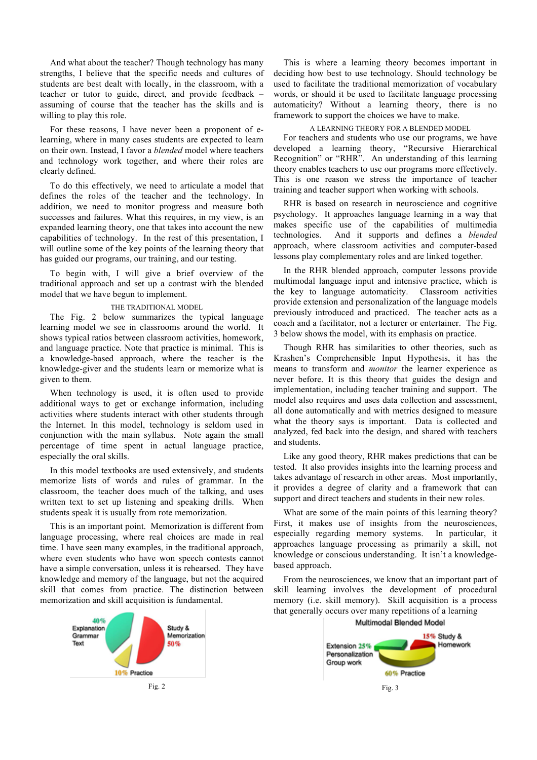And what about the teacher? Though technology has many strengths, I believe that the specific needs and cultures of students are best dealt with locally, in the classroom, with a teacher or tutor to guide, direct, and provide feedback – assuming of course that the teacher has the skills and is willing to play this role.

For these reasons, I have never been a proponent of e-learning, where in many cases students are expected to learn on their own. Instead, I favor a *blended* model where teachers and technology work together, and where their roles are clearly defined.

To do this effectively, we need to articulate a model that defines the roles of the teacher and the technology. In addition, we need to monitor progress and measure both successes and failures. What this requires, in my view, is an expanded learning theory, one that takes into account the new capabilities of technology. In the rest of this presentation, I will outline some of the key points of the learning theory that has guided our programs, our training, and our testing.

To begin with, I will give a brief overview of the traditional approach and set up a contrast with the blended model that we have begun to implement.

## THE TRADITIONAL MODEL

The Fig. 2 below summarizes the typical language learning model we see in classrooms around the world. It shows typical ratios between classroom activities, homework, and language practice. Note that practice is minimal. This is a knowledge-based approach, where the teacher is the knowledge-giver and the students learn or memorize what is given to them.

When technology is used, it is often used to provide additional ways to get or exchange information, including activities where students interact with other students through the Internet. In this model, technology is seldom used in conjunction with the main syllabus. Note again the small percentage of time spent in actual language practice, especially the oral skills.

In this model textbooks are used extensively, and students memorize lists of words and rules of grammar. In the classroom, the teacher does much of the talking, and uses written text to set up listening and speaking drills. When students speak it is usually from rote memorization.

This is an important point. Memorization is different from language processing, where real choices are made in real time. I have seen many examples, in the traditional approach, where even students who have won speech contests cannot have a simple conversation, unless it is rehearsed. They have knowledge and memory of the language, but not the acquired skill that comes from practice. The distinction between memorization and skill acquisition is fundamental.

40% Explanation Grammar Text | Study & Memorization 50% | 10% Practice

Fig. 2

This is where a learning theory becomes important in deciding how best to use technology. Should technology be used to facilitate the traditional memorization of vocabulary words, or should it be used to facilitate language processing automaticity? Without a learning theory, there is no framework to support the choices we have to make.

## A LEARNING THEORY FOR A BLENDED MODEL

For teachers and students who use our programs, we have developed a learning theory, "Recursive Hierarchical Recognition" or "RHR". An understanding of this learning theory enables teachers to use our programs more effectively. This is one reason we stress the importance of teacher training and teacher support when working with schools.

RHR is based on research in neuroscience and cognitive psychology. It approaches language learning in a way that makes specific use of the capabilities of multimedia technologies. And it supports and defines a *blended* approach, where classroom activities and computer-based lessons play complementary roles and are linked together.

In the RHR blended approach, computer lessons provide multimodal language input and intensive practice, which is the key to language automaticity. Classroom activities provide extension and personalization of the language models previously introduced and practiced. The teacher acts as a coach and a facilitator, not a lecturer or entertainer. The Fig. 3 below shows the model, with its emphasis on practice.

Though RHR has similarities to other theories, such as Krashen's Comprehensible Input Hypothesis, it has the means to transform and *monitor* the learner experience as never before. It is this theory that guides the design and implementation, including teacher training and support. The model also requires and uses data collection and assessment, all done automatically and with metrics designed to measure what the theory says is important. Data is collected and analyzed, fed back into the design, and shared with teachers and students.

Like any good theory, RHR makes predictions that can be tested. It also provides insights into the learning process and takes advantage of research in other areas. Most importantly, it provides a degree of clarity and a framework that can support and direct teachers and students in their new roles.

What are some of the main points of this learning theory? First, it makes use of insights from the neurosciences, especially regarding memory systems. In particular, it approaches language processing as primarily a skill, not knowledge or conscious understanding. It isn't a knowledge-based approach.

From the neurosciences, we know that an important part of skill learning involves the development of procedural memory (i.e. skill memory). Skill acquisition is a process that generally occurs over many repetitions of a learning

Multimodal Blended Model

Extension 25% Personalization Group work | 15% Study & Homework | 60% Practice

Fig. 3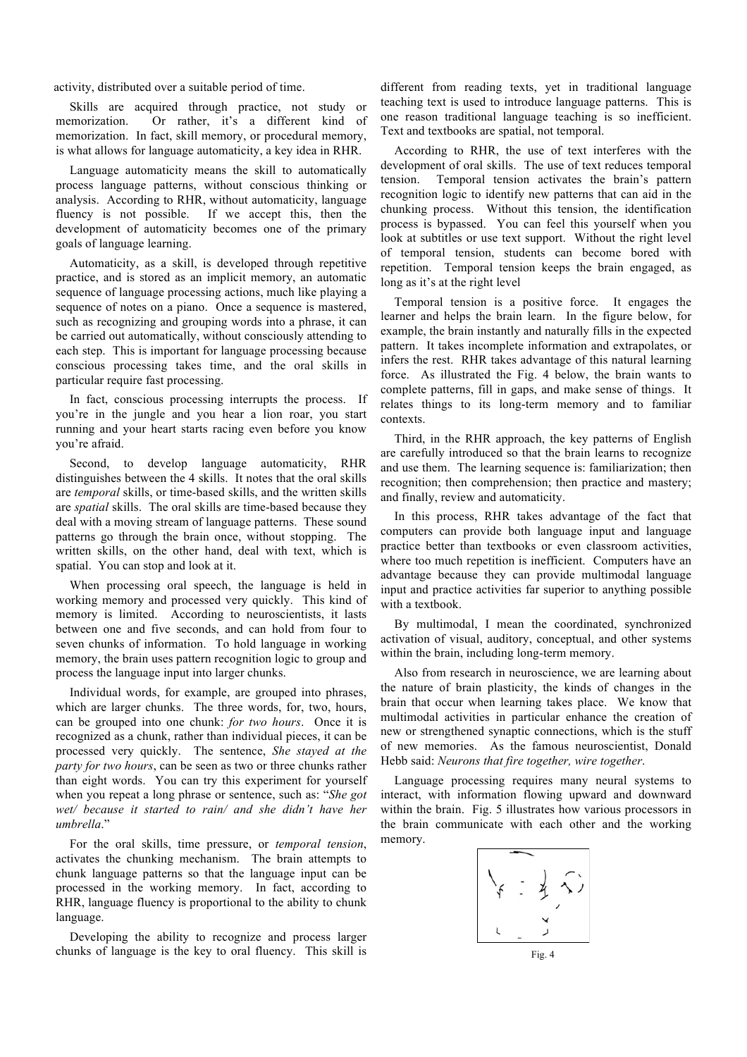activity, distributed over a suitable period of time.

Skills are acquired through practice, not study or memorization. Or rather, it's a different kind of memorization. In fact, skill memory, or procedural memory, is what allows for language automaticity, a key idea in RHR.

Language automaticity means the skill to automatically process language patterns, without conscious thinking or analysis. According to RHR, without automaticity, language fluency is not possible. If we accept this, then the development of automaticity becomes one of the primary goals of language learning.

Automaticity, as a skill, is developed through repetitive practice, and is stored as an implicit memory, an automatic sequence of language processing actions, much like playing a sequence of notes on a piano. Once a sequence is mastered, such as recognizing and grouping words into a phrase, it can be carried out automatically, without consciously attending to each step. This is important for language processing because conscious processing takes time, and the oral skills in particular require fast processing.

In fact, conscious processing interrupts the process. If you're in the jungle and you hear a lion roar, you start running and your heart starts racing even before you know you're afraid.

Second, to develop language automaticity, RHR distinguishes between the 4 skills. It notes that the oral skills are *temporal* skills, or time-based skills, and the written skills are *spatial* skills. The oral skills are time-based because they deal with a moving stream of language patterns. These sound patterns go through the brain once, without stopping. The written skills, on the other hand, deal with text, which is spatial. You can stop and look at it.

When processing oral speech, the language is held in working memory and processed very quickly. This kind of memory is limited. According to neuroscientists, it lasts between one and five seconds, and can hold from four to seven chunks of information. To hold language in working memory, the brain uses pattern recognition logic to group and process the language input into larger chunks.

Individual words, for example, are grouped into phrases, which are larger chunks. The three words, for, two, hours, can be grouped into one chunk: *for two hours*. Once it is recognized as a chunk, rather than individual pieces, it can be processed very quickly. The sentence, *She stayed at the party for two hours*, can be seen as two or three chunks rather than eight words. You can try this experiment for yourself when you repeat a long phrase or sentence, such as: "*She got wet/ because it started to rain/ and she didn't have her umbrella*."

For the oral skills, time pressure, or *temporal tension*, activates the chunking mechanism. The brain attempts to chunk language patterns so that the language input can be processed in the working memory. In fact, according to RHR, language fluency is proportional to the ability to chunk language.

Developing the ability to recognize and process larger chunks of language is the key to oral fluency. This skill is different from reading texts, yet in traditional language teaching text is used to introduce language patterns. This is one reason traditional language teaching is so inefficient. Text and textbooks are spatial, not temporal.

According to RHR, the use of text interferes with the development of oral skills. The use of text reduces temporal tension. Temporal tension activates the brain's pattern recognition logic to identify new patterns that can aid in the chunking process. Without this tension, the identification process is bypassed. You can feel this yourself when you look at subtitles or use text support. Without the right level of temporal tension, students can become bored with repetition. Temporal tension keeps the brain engaged, as long as it's at the right level

Temporal tension is a positive force. It engages the learner and helps the brain learn. In the figure below, for example, the brain instantly and naturally fills in the expected pattern. It takes incomplete information and extrapolates, or infers the rest. RHR takes advantage of this natural learning force. As illustrated the Fig. 4 below, the brain wants to complete patterns, fill in gaps, and make sense of things. It relates things to its long-term memory and to familiar contexts.

Third, in the RHR approach, the key patterns of English are carefully introduced so that the brain learns to recognize and use them. The learning sequence is: familiarization; then recognition; then comprehension; then practice and mastery; and finally, review and automaticity.

In this process, RHR takes advantage of the fact that computers can provide both language input and language practice better than textbooks or even classroom activities, where too much repetition is inefficient. Computers have an advantage because they can provide multimodal language input and practice activities far superior to anything possible with a textbook.

By multimodal, I mean the coordinated, synchronized activation of visual, auditory, conceptual, and other systems within the brain, including long-term memory.

Also from research in neuroscience, we are learning about the nature of brain plasticity, the kinds of changes in the brain that occur when learning takes place. We know that multimodal activities in particular enhance the creation of new or strengthened synaptic connections, which is the stuff of new memories. As the famous neuroscientist, Donald Hebb said: *Neurons that fire together, wire together*.

Language processing requires many neural systems to interact, with information flowing upward and downward within the brain. Fig. 5 illustrates how various processors in the brain communicate with each other and the working memory.

Fig. 4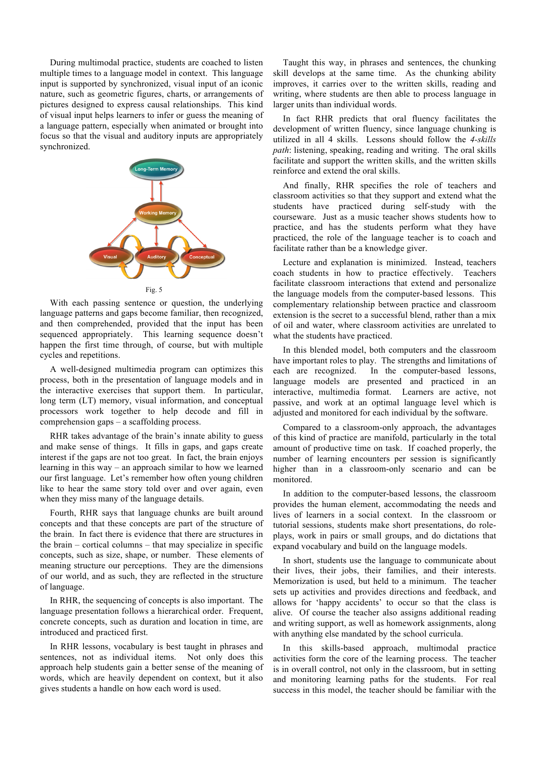During multimodal practice, students are coached to listen multiple times to a language model in context. This language input is supported by synchronized, visual input of an iconic nature, such as geometric figures, charts, or arrangements of pictures designed to express causal relationships. This kind of visual input helps learners to infer or guess the meaning of a language pattern, especially when animated or brought into focus so that the visual and auditory inputs are appropriately synchronized.

Long-Term Memory

Working Memory

Visual

Auditory

Conceptual

Fig. 5

With each passing sentence or question, the underlying language patterns and gaps become familiar, then recognized, and then comprehended, provided that the input has been sequenced appropriately. This learning sequence doesn't happen the first time through, of course, but with multiple cycles and repetitions.

A well-designed multimedia program can optimizes this process, both in the presentation of language models and in the interactive exercises that support them. In particular, long term (LT) memory, visual information, and conceptual processors work together to help decode and fill in comprehension gaps – a scaffolding process.

RHR takes advantage of the brain's innate ability to guess and make sense of things. It fills in gaps, and gaps create interest if the gaps are not too great. In fact, the brain enjoys learning in this way – an approach similar to how we learned our first language. Let's remember how often young children like to hear the same story told over and over again, even when they miss many of the language details.

Fourth, RHR says that language chunks are built around concepts and that these concepts are part of the structure of the brain. In fact there is evidence that there are structures in the brain – cortical columns – that may specialize in specific concepts, such as size, shape, or number. These elements of meaning structure our perceptions. They are the dimensions of our world, and as such, they are reflected in the structure of language.

In RHR, the sequencing of concepts is also important. The language presentation follows a hierarchical order. Frequent, concrete concepts, such as duration and location in time, are introduced and practiced first.

In RHR lessons, vocabulary is best taught in phrases and sentences, not as individual items. Not only does this approach help students gain a better sense of the meaning of words, which are heavily dependent on context, but it also gives students a handle on how each word is used.

Taught this way, in phrases and sentences, the chunking skill develops at the same time. As the chunking ability improves, it carries over to the written skills, reading and writing, where students are then able to process language in larger units than individual words.

In fact RHR predicts that oral fluency facilitates the development of written fluency, since language chunking is utilized in all 4 skills. Lessons should follow the *4-skills path*: listening, speaking, reading and writing. The oral skills facilitate and support the written skills, and the written skills reinforce and extend the oral skills.

And finally, RHR specifies the role of teachers and classroom activities so that they support and extend what the students have practiced during self-study with the courseware. Just as a music teacher shows students how to practice, and has the students perform what they have practiced, the role of the language teacher is to coach and facilitate rather than be a knowledge giver.

Lecture and explanation is minimized. Instead, teachers coach students in how to practice effectively. Teachers facilitate classroom interactions that extend and personalize the language models from the computer-based lessons. This complementary relationship between practice and classroom extension is the secret to a successful blend, rather than a mix of oil and water, where classroom activities are unrelated to what the students have practiced.

In this blended model, both computers and the classroom have important roles to play. The strengths and limitations of each are recognized. In the computer-based lessons, language models are presented and practiced in an interactive, multimedia format. Learners are active, not passive, and work at an optimal language level which is adjusted and monitored for each individual by the software.

Compared to a classroom-only approach, the advantages of this kind of practice are manifold, particularly in the total amount of productive time on task. If coached properly, the number of learning encounters per session is significantly higher than in a classroom-only scenario and can be monitored.

In addition to the computer-based lessons, the classroom provides the human element, accommodating the needs and lives of learners in a social context. In the classroom or tutorial sessions, students make short presentations, do role-plays, work in pairs or small groups, and do dictations that expand vocabulary and build on the language models.

In short, students use the language to communicate about their lives, their jobs, their families, and their interests. Memorization is used, but held to a minimum. The teacher sets up activities and provides directions and feedback, and allows for 'happy accidents' to occur so that the class is alive. Of course the teacher also assigns additional reading and writing support, as well as homework assignments, along with anything else mandated by the school curricula.

In this skills-based approach, multimodal practice activities form the core of the learning process. The teacher is in overall control, not only in the classroom, but in setting and monitoring learning paths for the students. For real success in this model, the teacher should be familiar with the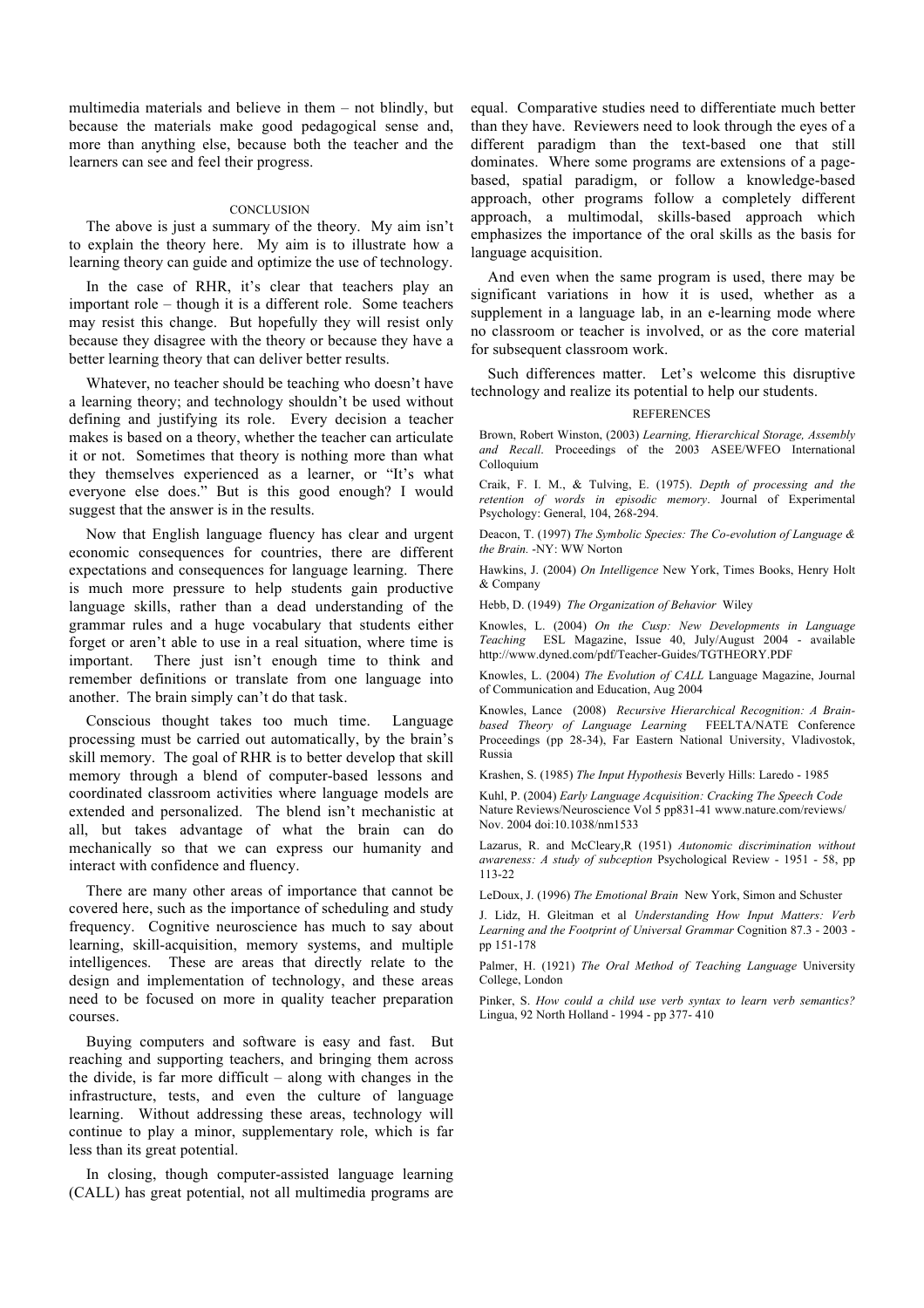multimedia materials and believe in them – not blindly, but because the materials make good pedagogical sense and, more than anything else, because both the teacher and the learners can see and feel their progress.

## CONCLUSION

The above is just a summary of the theory. My aim isn't to explain the theory here. My aim is to illustrate how a learning theory can guide and optimize the use of technology.

In the case of RHR, it's clear that teachers play an important role – though it is a different role. Some teachers may resist this change. But hopefully they will resist only because they disagree with the theory or because they have a better learning theory that can deliver better results.

Whatever, no teacher should be teaching who doesn't have a learning theory; and technology shouldn't be used without defining and justifying its role. Every decision a teacher makes is based on a theory, whether the teacher can articulate it or not. Sometimes that theory is nothing more than what they themselves experienced as a learner, or "It's what everyone else does." But is this good enough? I would suggest that the answer is in the results.

Now that English language fluency has clear and urgent economic consequences for countries, there are different expectations and consequences for language learning. There is much more pressure to help students gain productive language skills, rather than a dead understanding of the grammar rules and a huge vocabulary that students either forget or aren't able to use in a real situation, where time is important. There just isn't enough time to think and remember definitions or translate from one language into another. The brain simply can't do that task.

Conscious thought takes too much time. Language processing must be carried out automatically, by the brain's skill memory. The goal of RHR is to better develop that skill memory through a blend of computer-based lessons and coordinated classroom activities where language models are extended and personalized. The blend isn't mechanistic at all, but takes advantage of what the brain can do mechanically so that we can express our humanity and interact with confidence and fluency.

There are many other areas of importance that cannot be covered here, such as the importance of scheduling and study frequency. Cognitive neuroscience has much to say about learning, skill-acquisition, memory systems, and multiple intelligences. These are areas that directly relate to the design and implementation of technology, and these areas need to be focused on more in quality teacher preparation courses.

Buying computers and software is easy and fast. But reaching and supporting teachers, and bringing them across the divide, is far more difficult – along with changes in the infrastructure, tests, and even the culture of language learning. Without addressing these areas, technology will continue to play a minor, supplementary role, which is far less than its great potential.

In closing, though computer-assisted language learning (CALL) has great potential, not all multimedia programs are equal. Comparative studies need to differentiate much better than they have. Reviewers need to look through the eyes of a different paradigm than the text-based one that still dominates. Where some programs are extensions of a page-based, spatial paradigm, or follow a knowledge-based approach, other programs follow a completely different approach, a multimodal, skills-based approach which emphasizes the importance of the oral skills as the basis for language acquisition.

And even when the same program is used, there may be significant variations in how it is used, whether as a supplement in a language lab, in an e-learning mode where no classroom or teacher is involved, or as the core material for subsequent classroom work.

Such differences matter. Let's welcome this disruptive technology and realize its potential to help our students.

## REFERENCES

Brown, Robert Winston, (2003) *Learning, Hierarchical Storage, Assembly and Recall*. Proceedings of the 2003 ASEE/WFEO International Colloquium

Craik, F. I. M., & Tulving, E. (1975). *Depth of processing and the retention of words in episodic memory*. Journal of Experimental Psychology: General, 104, 268-294.

Deacon, T. (1997) *The Symbolic Species: The Co-evolution of Language & the Brain.* -NY: WW Norton

Hawkins, J. (2004) *On Intelligence* New York, Times Books, Henry Holt & Company

Hebb, D. (1949) *The Organization of Behavior* Wiley

Knowles, L. (2004) *On the Cusp: New Developments in Language Teaching* ESL Magazine, Issue 40, July/August 2004 - available http://www.dyned.com/pdf/Teacher-Guides/TGTHEORY.PDF

Knowles, L. (2004) *The Evolution of CALL* Language Magazine, Journal of Communication and Education, Aug 2004

Knowles, Lance (2008) *Recursive Hierarchical Recognition: A Brain-based Theory of Language Learning* FEELTA/NATE Conference Proceedings (pp 28-34), Far Eastern National University, Vladivostok, Russia

Krashen, S. (1985) *The Input Hypothesis* Beverly Hills: Laredo - 1985

Kuhl, P. (2004) *Early Language Acquisition: Cracking The Speech Code* Nature Reviews/Neuroscience Vol 5 pp831-41 www.nature.com/reviews/ Nov. 2004 doi:10.1038/nm1533

Lazarus, R. and McCleary,R (1951) *Autonomic discrimination without awareness: A study of subception* Psychological Review - 1951 - 58, pp 113-22

LeDoux, J. (1996) *The Emotional Brain* New York, Simon and Schuster

J. Lidz, H. Gleitman et al *Understanding How Input Matters: Verb Learning and the Footprint of Universal Grammar* Cognition 87.3 - 2003 - pp 151-178

Palmer, H. (1921) *The Oral Method of Teaching Language* University College, London

Pinker, S. *How could a child use verb syntax to learn verb semantics?* Lingua, 92 North Holland - 1994 - pp 377- 410